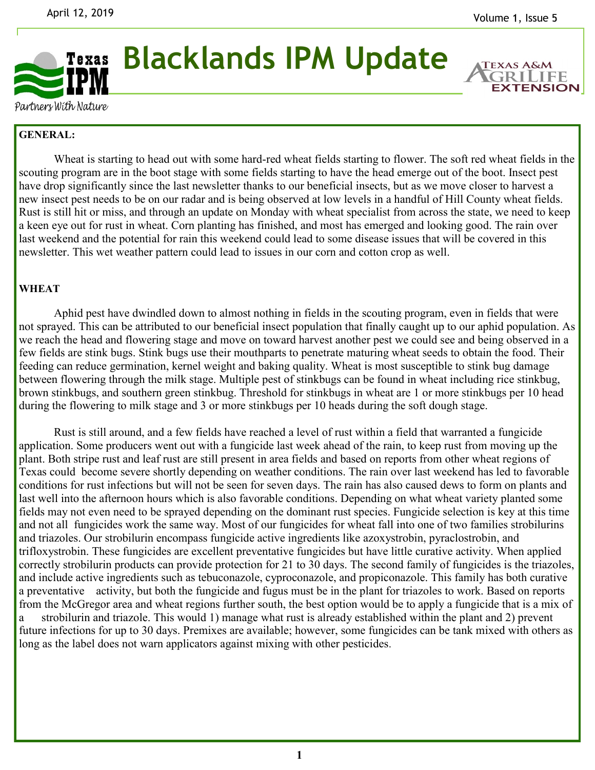April 12, 2019

Volume 1, Issue 5

# Blacklands IPM Update

Texas IPM — Partners With Nature

Texas A&M AgriLife Extension

**GENERAL:**

Wheat is starting to head out with some hard-red wheat fields starting to flower. The soft red wheat fields in the scouting program are in the boot stage with some fields starting to have the head emerge out of the boot. Insect pest have drop significantly since the last newsletter thanks to our beneficial insects, but as we move closer to harvest a new insect pest needs to be on our radar and is being observed at low levels in a handful of Hill County wheat fields. Rust is still hit or miss, and through an update on Monday with wheat specialist from across the state, we need to keep a keen eye out for rust in wheat. Corn planting has finished, and most has emerged and looking good. The rain over last weekend and the potential for rain this weekend could lead to some disease issues that will be covered in this newsletter. This wet weather pattern could lead to issues in our corn and cotton crop as well.

**WHEAT**

Aphid pest have dwindled down to almost nothing in fields in the scouting program, even in fields that were not sprayed. This can be attributed to our beneficial insect population that finally caught up to our aphid population. As we reach the head and flowering stage and move on toward harvest another pest we could see and being observed in a few fields are stink bugs. Stink bugs use their mouthparts to penetrate maturing wheat seeds to obtain the food. Their feeding can reduce germination, kernel weight and baking quality. Wheat is most susceptible to stink bug damage between flowering through the milk stage. Multiple pest of stinkbugs can be found in wheat including rice stinkbug, brown stinkbugs, and southern green stinkbug. Threshold for stinkbugs in wheat are 1 or more stinkbugs per 10 head during the flowering to milk stage and 3 or more stinkbugs per 10 heads during the soft dough stage.

Rust is still around, and a few fields have reached a level of rust within a field that warranted a fungicide application. Some producers went out with a fungicide last week ahead of the rain, to keep rust from moving up the plant. Both stripe rust and leaf rust are still present in area fields and based on reports from other wheat regions of Texas could become severe shortly depending on weather conditions. The rain over last weekend has led to favorable conditions for rust infections but will not be seen for seven days. The rain has also caused dews to form on plants and last well into the afternoon hours which is also favorable conditions. Depending on what wheat variety planted some fields may not even need to be sprayed depending on the dominant rust species. Fungicide selection is key at this time and not all fungicides work the same way. Most of our fungicides for wheat fall into one of two families strobilurins and triazoles. Our strobilurin encompass fungicide active ingredients like azoxystrobin, pyraclostrobin, and trifloxystrobin. These fungicides are excellent preventative fungicides but have little curative activity. When applied correctly strobilurin products can provide protection for 21 to 30 days. The second family of fungicides is the triazoles, and include active ingredients such as tebuconazole, cyproconazole, and propiconazole. This family has both curative a preventative activity, but both the fungicide and fugus must be in the plant for triazoles to work. Based on reports from the McGregor area and wheat regions further south, the best option would be to apply a fungicide that is a mix of a strobilurin and triazole. This would 1) manage what rust is already established within the plant and 2) prevent future infections for up to 30 days. Premixes are available; however, some fungicides can be tank mixed with others as long as the label does not warn applicators against mixing with other pesticides.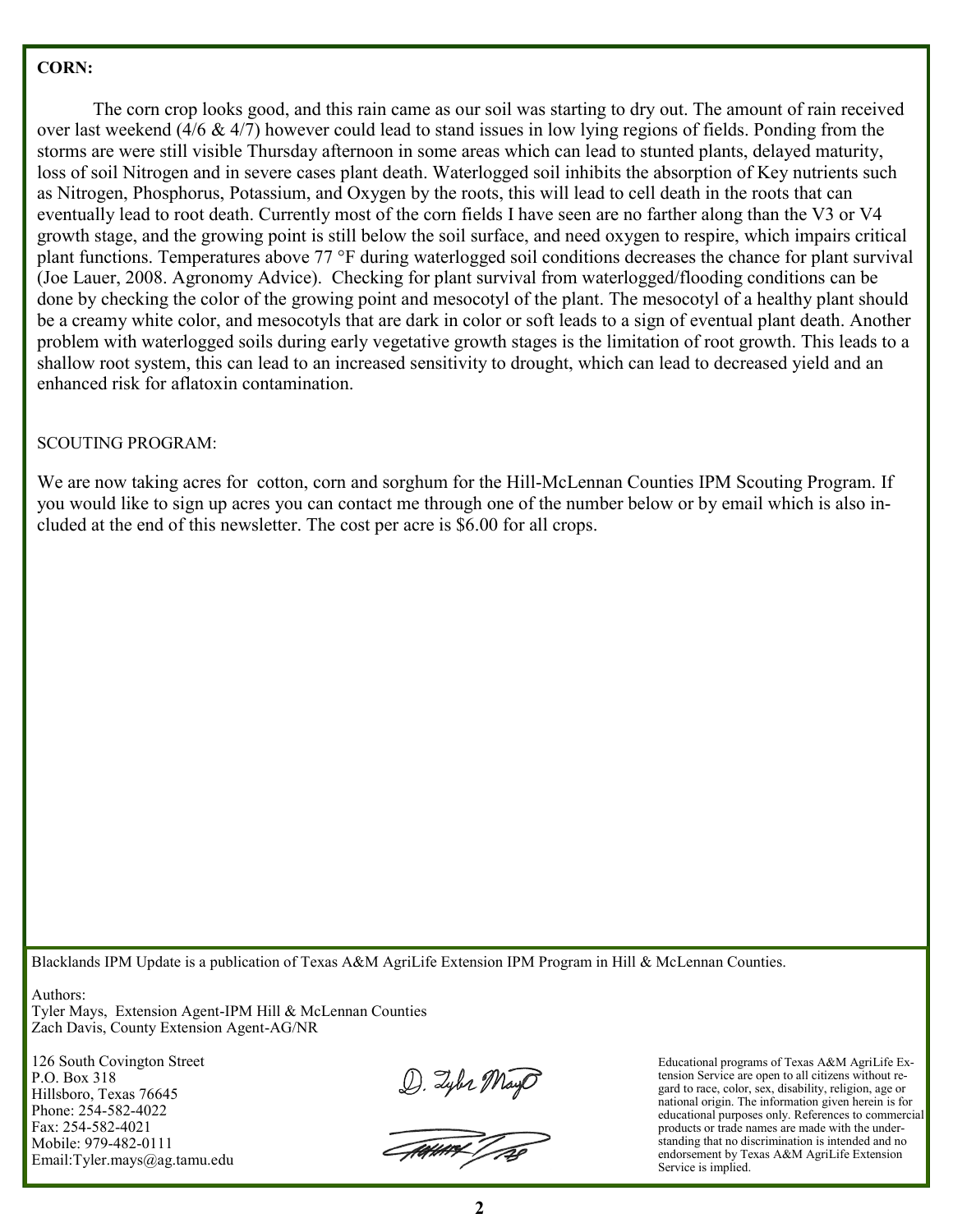**CORN:**

The corn crop looks good, and this rain came as our soil was starting to dry out. The amount of rain received over last weekend (4/6 & 4/7) however could lead to stand issues in low lying regions of fields. Ponding from the storms are were still visible Thursday afternoon in some areas which can lead to stunted plants, delayed maturity, loss of soil Nitrogen and in severe cases plant death. Waterlogged soil inhibits the absorption of Key nutrients such as Nitrogen, Phosphorus, Potassium, and Oxygen by the roots, this will lead to cell death in the roots that can eventually lead to root death. Currently most of the corn fields I have seen are no farther along than the V3 or V4 growth stage, and the growing point is still below the soil surface, and need oxygen to respire, which impairs critical plant functions. Temperatures above 77 °F during waterlogged soil conditions decreases the chance for plant survival (Joe Lauer, 2008. Agronomy Advice). Checking for plant survival from waterlogged/flooding conditions can be done by checking the color of the growing point and mesocotyl of the plant. The mesocotyl of a healthy plant should be a creamy white color, and mesocotyls that are dark in color or soft leads to a sign of eventual plant death. Another problem with waterlogged soils during early vegetative growth stages is the limitation of root growth. This leads to a shallow root system, this can lead to an increased sensitivity to drought, which can lead to decreased yield and an enhanced risk for aflatoxin contamination.

SCOUTING PROGRAM:

We are now taking acres for cotton, corn and sorghum for the Hill-McLennan Counties IPM Scouting Program. If you would like to sign up acres you can contact me through one of the number below or by email which is also included at the end of this newsletter. The cost per acre is $6.00 for all crops.

Blacklands IPM Update is a publication of Texas A&M AgriLife Extension IPM Program in Hill & McLennan Counties.

Authors:
Tyler Mays, Extension Agent-IPM Hill & McLennan Counties
Zach Davis, County Extension Agent-AG/NR

126 South Covington Street
P.O. Box 318
Hillsboro, Texas 76645
Phone: 254-582-4022
Fax: 254-582-4021
Mobile: 979-482-0111
Email:Tyler.mays@ag.tamu.edu

Educational programs of Texas A&M AgriLife Extension Service are open to all citizens without regard to race, color, sex, disability, religion, age or national origin. The information given herein is for educational purposes only. References to commercial products or trade names are made with the understanding that no discrimination is intended and no endorsement by Texas A&M AgriLife Extension Service is implied.